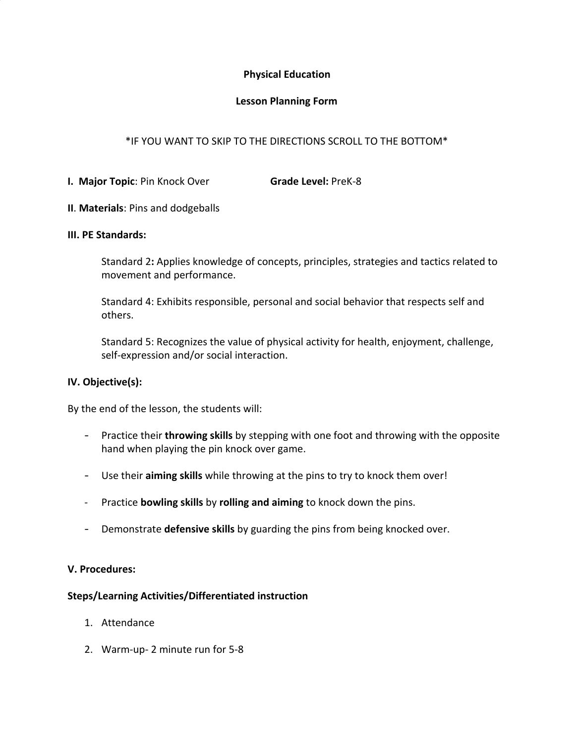**Physical Education**

**Lesson Planning Form**

*IF YOU WANT TO SKIP TO THE DIRECTIONS SCROLL TO THE BOTTOM*

**I. Major Topic**: Pin Knock Over **Grade Level:** PreK-8

**II**. **Materials**: Pins and dodgeballs

**III. PE Standards:**

Standard 2**:** Applies knowledge of concepts, principles, strategies and tactics related to movement and performance.

Standard 4: Exhibits responsible, personal and social behavior that respects self and others.

Standard 5: Recognizes the value of physical activity for health, enjoyment, challenge, self-expression and/or social interaction.

**IV. Objective(s):**

By the end of the lesson, the students will:

- Practice their **throwing skills** by stepping with one foot and throwing with the opposite hand when playing the pin knock over game.
- Use their **aiming skills** while throwing at the pins to try to knock them over!
- Practice **bowling skills** by **rolling and aiming** to knock down the pins.
- Demonstrate **defensive skills** by guarding the pins from being knocked over.

**V. Procedures:**

**Steps/Learning Activities/Differentiated instruction**

1. Attendance
2. Warm-up- 2 minute run for 5-8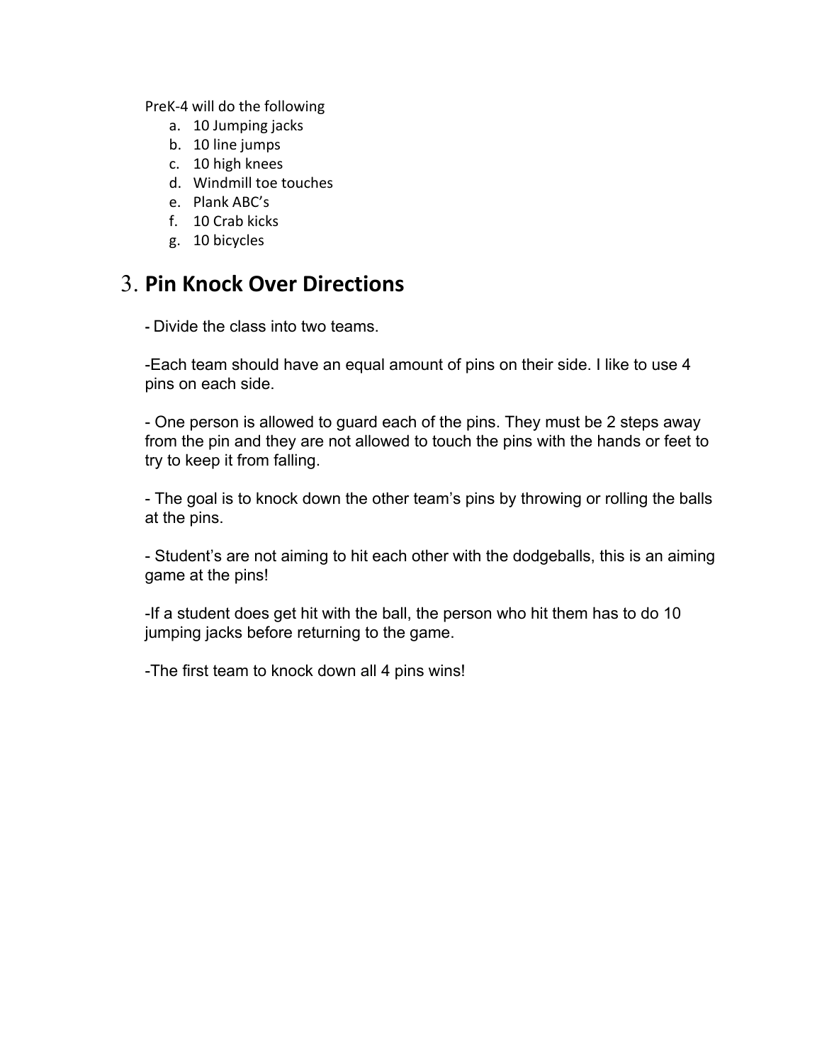PreK-4 will do the following

a. 10 Jumping jacks
b. 10 line jumps
c. 10 high knees
d. Windmill toe touches
e. Plank ABC's
f. 10 Crab kicks
g. 10 bicycles

## 3. **Pin Knock Over Directions**

- Divide the class into two teams.

-Each team should have an equal amount of pins on their side. I like to use 4 pins on each side.

- One person is allowed to guard each of the pins. They must be 2 steps away from the pin and they are not allowed to touch the pins with the hands or feet to try to keep it from falling.

- The goal is to knock down the other team's pins by throwing or rolling the balls at the pins.

- Student's are not aiming to hit each other with the dodgeballs, this is an aiming game at the pins!

-If a student does get hit with the ball, the person who hit them has to do 10 jumping jacks before returning to the game.

-The first team to knock down all 4 pins wins!